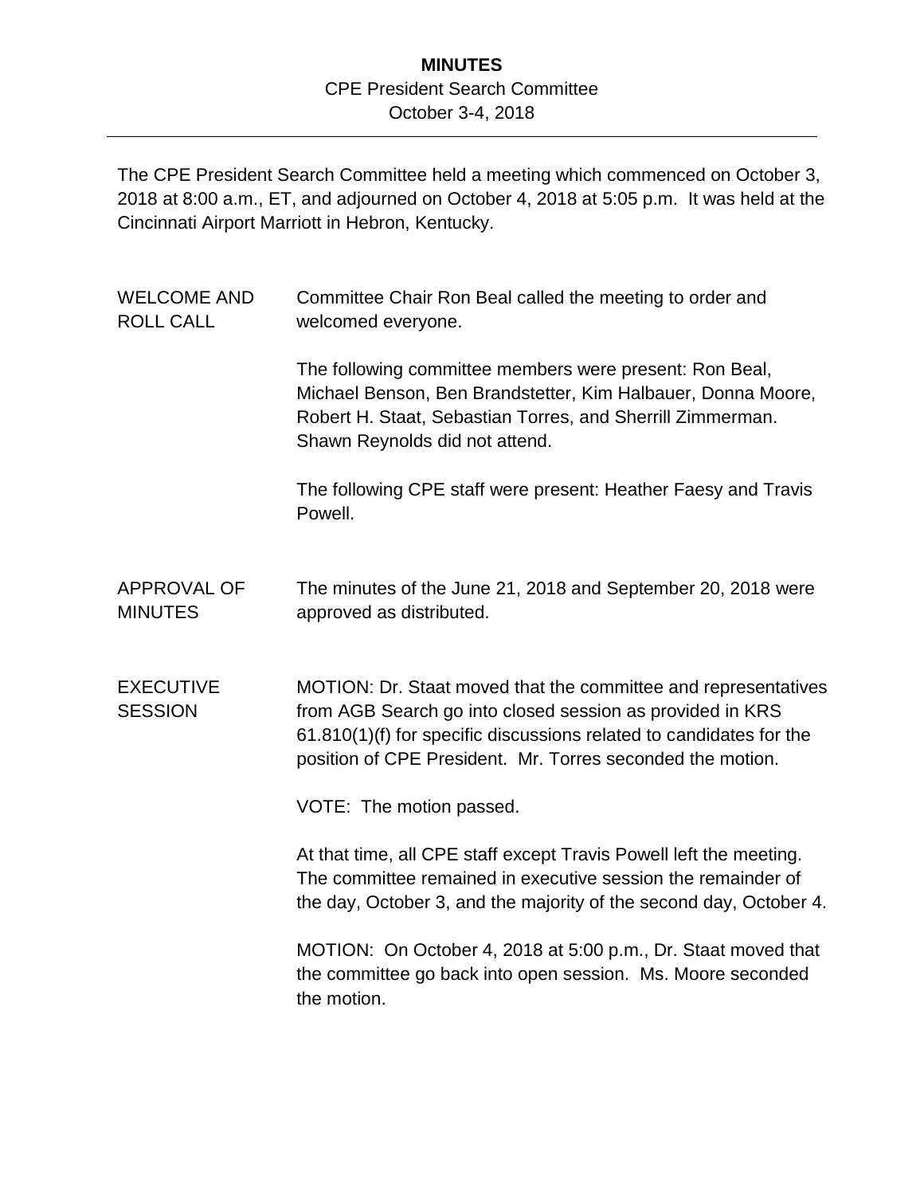# MINUTES

CPE President Search Committee
October 3-4, 2018

---

The CPE President Search Committee held a meeting which commenced on October 3, 2018 at 8:00 a.m., ET, and adjourned on October 4, 2018 at 5:05 p.m. It was held at the Cincinnati Airport Marriott in Hebron, Kentucky.

**WELCOME AND ROLL CALL**

Committee Chair Ron Beal called the meeting to order and welcomed everyone.

The following committee members were present: Ron Beal, Michael Benson, Ben Brandstetter, Kim Halbauer, Donna Moore, Robert H. Staat, Sebastian Torres, and Sherrill Zimmerman. Shawn Reynolds did not attend.

The following CPE staff were present: Heather Faesy and Travis Powell.

**APPROVAL OF MINUTES**

The minutes of the June 21, 2018 and September 20, 2018 were approved as distributed.

**EXECUTIVE SESSION**

MOTION: Dr. Staat moved that the committee and representatives from AGB Search go into closed session as provided in KRS 61.810(1)(f) for specific discussions related to candidates for the position of CPE President. Mr. Torres seconded the motion.

VOTE: The motion passed.

At that time, all CPE staff except Travis Powell left the meeting. The committee remained in executive session the remainder of the day, October 3, and the majority of the second day, October 4.

MOTION: On October 4, 2018 at 5:00 p.m., Dr. Staat moved that the committee go back into open session. Ms. Moore seconded the motion.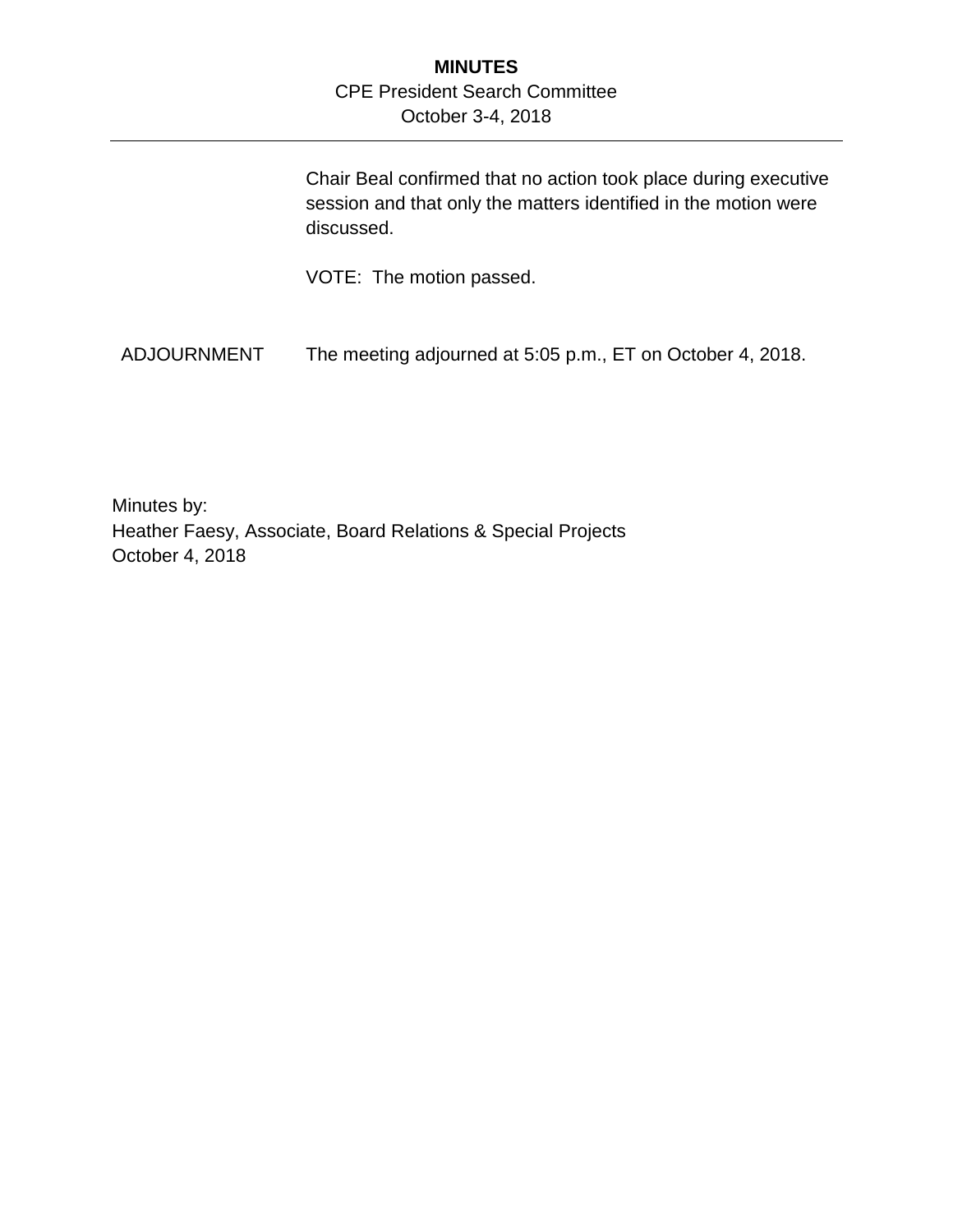Chair Beal confirmed that no action took place during executive session and that only the matters identified in the motion were discussed.

VOTE: The motion passed.

ADJOURNMENT The meeting adjourned at 5:05 p.m., ET on October 4, 2018.

Minutes by:
Heather Faesy, Associate, Board Relations & Special Projects
October 4, 2018